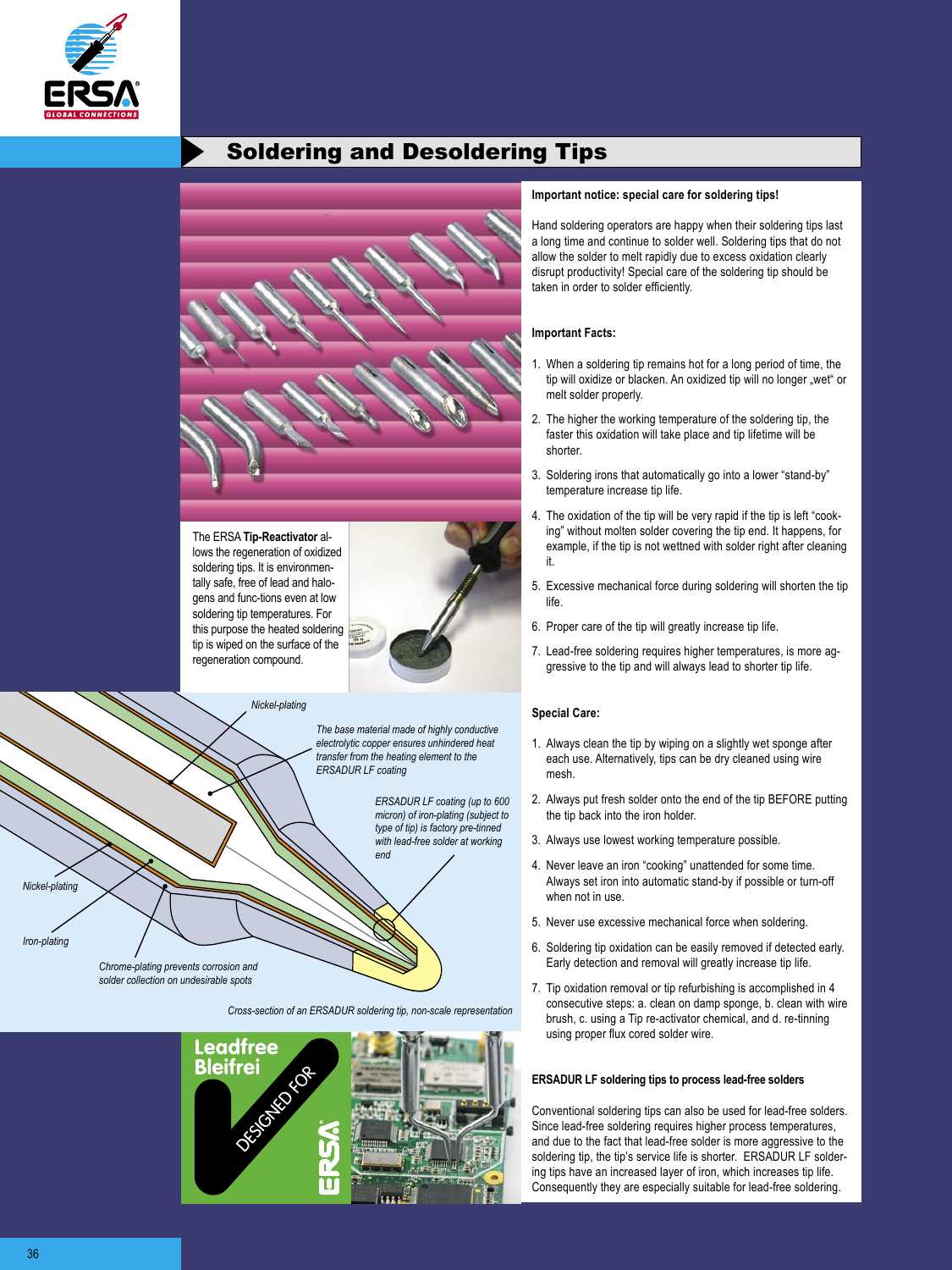# Soldering and Desoldering Tips

The ERSA **Tip-Reactivator** allows the regeneration of oxidized soldering tips. It is environmentally safe, free of lead and halogens and func-tions even at low soldering tip temperatures. For this purpose the heated soldering tip is wiped on the surface of the regeneration compound.

*Nickel-plating*

*The base material made of highly conductive electrolytic copper ensures unhindered heat transfer from the heating element to the ERSADUR LF coating*

*ERSADUR LF coating (up to 600 micron) of iron-plating (subject to type of tip) is factory pre-tinned with lead-free solder at working end*

*Nickel-plating*

*Iron-plating*

*Chrome-plating prevents corrosion and solder collection on undesirable spots*

*Cross-section of an ERSADUR soldering tip, non-scale representation*

Leadfree Bleifrei DESIGNED FOR ERSA

**Important notice: special care for soldering tips!**

Hand soldering operators are happy when their soldering tips last a long time and continue to solder well. Soldering tips that do not allow the solder to melt rapidly due to excess oxidation clearly disrupt productivity! Special care of the soldering tip should be taken in order to solder efficiently.

**Important Facts:**

1. When a soldering tip remains hot for a long period of time, the tip will oxidize or blacken. An oxidized tip will no longer „wet" or melt solder properly.
2. The higher the working temperature of the soldering tip, the faster this oxidation will take place and tip lifetime will be shorter.
3. Soldering irons that automatically go into a lower "stand-by" temperature increase tip life.
4. The oxidation of the tip will be very rapid if the tip is left "cooking" without molten solder covering the tip end. It happens, for example, if the tip is not wettned with solder right after cleaning it.
5. Excessive mechanical force during soldering will shorten the tip life.
6. Proper care of the tip will greatly increase tip life.
7. Lead-free soldering requires higher temperatures, is more aggressive to the tip and will always lead to shorter tip life.

**Special Care:**

1. Always clean the tip by wiping on a slightly wet sponge after each use. Alternatively, tips can be dry cleaned using wire mesh.
2. Always put fresh solder onto the end of the tip BEFORE putting the tip back into the iron holder.
3. Always use lowest working temperature possible.
4. Never leave an iron "cooking" unattended for some time. Always set iron into automatic stand-by if possible or turn-off when not in use.
5. Never use excessive mechanical force when soldering.
6. Soldering tip oxidation can be easily removed if detected early. Early detection and removal will greatly increase tip life.
7. Tip oxidation removal or tip refurbishing is accomplished in 4 consecutive steps: a. clean on damp sponge, b. clean with wire brush, c. using a Tip re-activator chemical, and d. re-tinning using proper flux cored solder wire.

**ERSADUR LF soldering tips to process lead-free solders**

Conventional soldering tips can also be used for lead-free solders. Since lead-free soldering requires higher process temperatures, and due to the fact that lead-free solder is more aggressive to the soldering tip, the tip's service life is shorter. ERSADUR LF soldering tips have an increased layer of iron, which increases tip life. Consequently they are especially suitable for lead-free soldering.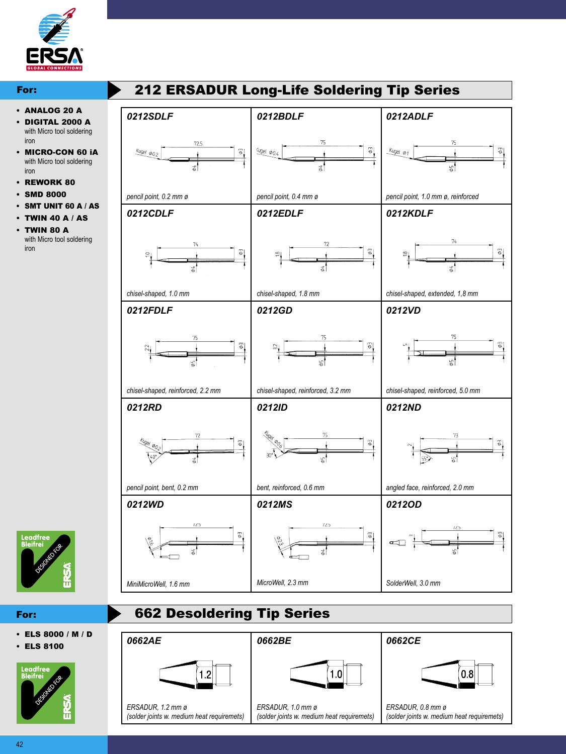## For:

- **ANALOG 20 A**
- **DIGITAL 2000 A** with Micro tool soldering iron
- **MICRO-CON 60 iA** with Micro tool soldering iron
- **REWORK 80**
- **SMD 8000**
- **SMT UNIT 60 A / AS**
- **TWIN 40 A / AS**
- **TWIN 80 A** with Micro tool soldering iron

Leadfree Bleifrei DESIGNED FOR ERSA

# 212 ERSADUR Long-Life Soldering Tip Series

| | | |
|---|---|---|
| ***0212SDLF*** <br> Kugel ø0.2 · 72.5 · ø3 · ø4 <br> *pencil point, 0.2 mm ø* | ***0212BDLF*** <br> Kugel ø0.4 · 75 · ø3 · ø4 <br> *pencil point, 0.4 mm ø* | ***0212ADLF*** <br> Kugel ø1 · 75 · ø3 · ø5 <br> *pencil point, 1.0 mm ø, reinforced* |
| ***0212CDLF*** <br> 1.0 · 74 · ø3 · ø4 <br> *chisel-shaped, 1.0 mm* | ***0212EDLF*** <br> 1.8 · 72 · ø3 · ø4 <br> *chisel-shaped, 1.8 mm* | ***0212KDLF*** <br> 1.8 · 74 · ø3 · ø4 <br> *chisel-shaped, extended, 1,8 mm* |
| ***0212FDLF*** <br> 2.2 · 75 · ø3 · ø5 <br> *chisel-shaped, reinforced, 2.2 mm* | ***0212GD*** <br> 3.2 · 75 · ø3 · ø5 <br> *chisel-shaped, reinforced, 3.2 mm* | ***0212VD*** <br> 5 · 75 · ø3 · ø5 <br> *chisel-shaped, reinforced, 5.0 mm* |
| ***0212RD*** <br> Kugel ø0.2 · 40° · 72 · ø3 · ø4 <br> *pencil point, bent, 0.2 mm* | ***0212ID*** <br> Kugel ø0.6 · 30° · 75 · ø3 · ø5 <br> *bent, reinforced, 0.6 mm* | ***0212ND*** <br> 2 · 55° · 73 · ø3 · ø5 <br> *angled face, reinforced, 2.0 mm* |
| ***0212WD*** <br> ø1.6 · 72.5 · ø3 · ø4 <br> *MiniMicroWell, 1.6 mm* | ***0212MS*** <br> ø2.3 · 72.5 · ø3 · ø4 <br> *MicroWell, 2.3 mm* | ***0212OD*** <br> 3 · 72.5 · ø3 · ø5 <br> *SolderWell, 3.0 mm* |

## For:

- **ELS 8000 / M / D**
- **ELS 8100**

Leadfree Bleifrei DESIGNED FOR ERSA

# 662 Desoldering Tip Series

| | | |
|---|---|---|
| ***0662AE*** <br> 1.2 <br> *ERSADUR, 1.2 mm ø* <br> *(solder joints w. medium heat requiremets)* | ***0662BE*** <br> 1.0 <br> *ERSADUR, 1.0 mm ø* <br> *(solder joints w. medium heat requiremets)* | ***0662CE*** <br> 0.8 <br> *ERSADUR, 0.8 mm ø* <br> *(solder joints w. medium heat requiremets)* |